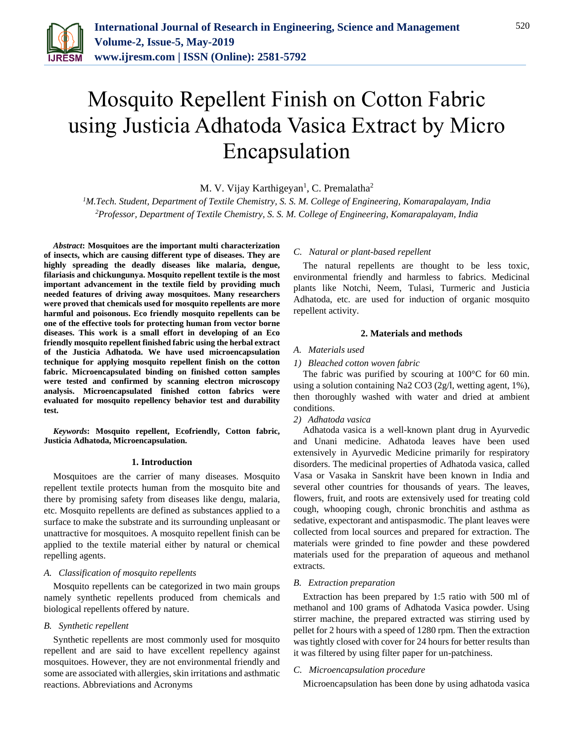# Mosquito Repellent Finish on Cotton Fabric using Justicia Adhatoda Vasica Extract by Micro Encapsulation

M. V. Vijay Karthigeyan[1], C. Premalatha[2]

[1]*M.Tech. Student, Department of Textile Chemistry, S. S. M. College of Engineering, Komarapalayam, India*
[2]*Professor, Department of Textile Chemistry, S. S. M. College of Engineering, Komarapalayam, India*

***Abstract*: Mosquitoes are the important multi characterization of insects, which are causing different type of diseases. They are highly spreading the deadly diseases like malaria, dengue, filariasis and chickungunya. Mosquito repellent textile is the most important advancement in the textile field by providing much needed features of driving away mosquitoes. Many researchers were proved that chemicals used for mosquito repellents are more harmful and poisonous. Eco friendly mosquito repellents can be one of the effective tools for protecting human from vector borne diseases. This work is a small effort in developing of an Eco friendly mosquito repellent finished fabric using the herbal extract of the Justicia Adhatoda. We have used microencapsulation technique for applying mosquito repellent finish on the cotton fabric. Microencapsulated binding on finished cotton samples were tested and confirmed by scanning electron microscopy analysis. Microencapsulated finished cotton fabrics were evaluated for mosquito repellency behavior test and durability test.**

***Keywords*: Mosquito repellent, Ecofriendly, Cotton fabric, Justicia Adhatoda, Microencapsulation.**

## 1. Introduction

Mosquitoes are the carrier of many diseases. Mosquito repellent textile protects human from the mosquito bite and there by promising safety from diseases like dengu, malaria, etc. Mosquito repellents are defined as substances applied to a surface to make the substrate and its surrounding unpleasant or unattractive for mosquitoes. A mosquito repellent finish can be applied to the textile material either by natural or chemical repelling agents.

### *A. Classification of mosquito repellents*

Mosquito repellents can be categorized in two main groups namely synthetic repellents produced from chemicals and biological repellents offered by nature.

### *B. Synthetic repellent*

Synthetic repellents are most commonly used for mosquito repellent and are said to have excellent repellency against mosquitoes. However, they are not environmental friendly and some are associated with allergies, skin irritations and asthmatic reactions. Abbreviations and Acronyms

### *C. Natural or plant-based repellent*

The natural repellents are thought to be less toxic, environmental friendly and harmless to fabrics. Medicinal plants like Notchi, Neem, Tulasi, Turmeric and Justicia Adhatoda, etc. are used for induction of organic mosquito repellent activity.

## 2. Materials and methods

### *A. Materials used*

*1) Bleached cotton woven fabric*

The fabric was purified by scouring at 100°C for 60 min. using a solution containing $Na_2CO_3$ (2g/l, wetting agent, 1%), then thoroughly washed with water and dried at ambient conditions.

*2) Adhatoda vasica*

Adhatoda vasica is a well-known plant drug in Ayurvedic and Unani medicine. Adhatoda leaves have been used extensively in Ayurvedic Medicine primarily for respiratory disorders. The medicinal properties of Adhatoda vasica, called Vasa or Vasaka in Sanskrit have been known in India and several other countries for thousands of years. The leaves, flowers, fruit, and roots are extensively used for treating cold cough, whooping cough, chronic bronchitis and asthma as sedative, expectorant and antispasmodic. The plant leaves were collected from local sources and prepared for extraction. The materials were grinded to fine powder and these powdered materials used for the preparation of aqueous and methanol extracts.

### *B. Extraction preparation*

Extraction has been prepared by 1:5 ratio with 500 ml of methanol and 100 grams of Adhatoda Vasica powder. Using stirrer machine, the prepared extracted was stirring used by pellet for 2 hours with a speed of 1280 rpm. Then the extraction was tightly closed with cover for 24 hours for better results than it was filtered by using filter paper for un-patchiness.

### *C. Microencapsulation procedure*

Microencapsulation has been done by using adhatoda vasica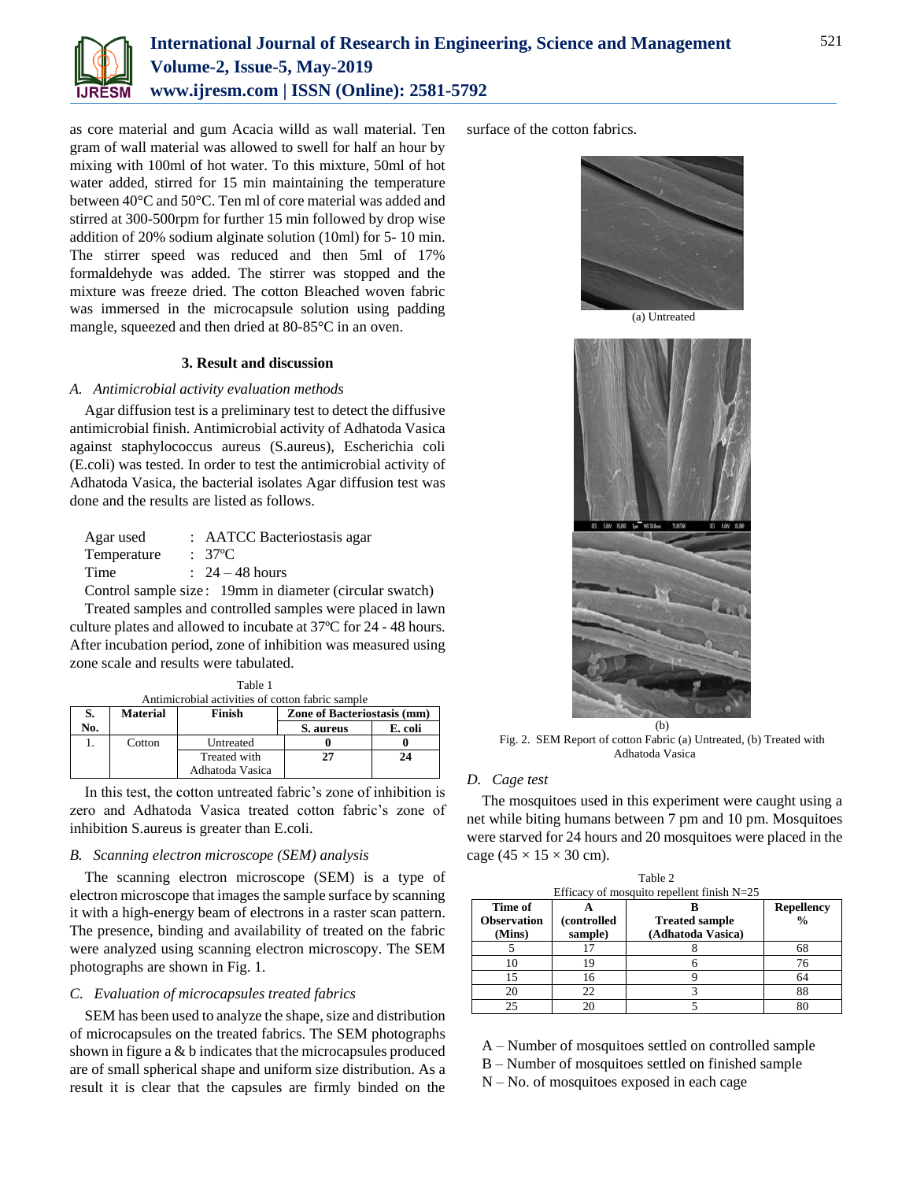as core material and gum Acacia willd as wall material. Ten gram of wall material was allowed to swell for half an hour by mixing with 100ml of hot water. To this mixture, 50ml of hot water added, stirred for 15 min maintaining the temperature between 40°C and 50°C. Ten ml of core material was added and stirred at 300-500rpm for further 15 min followed by drop wise addition of 20% sodium alginate solution (10ml) for 5- 10 min. The stirrer speed was reduced and then 5ml of 17% formaldehyde was added. The stirrer was stopped and the mixture was freeze dried. The cotton Bleached woven fabric was immersed in the microcapsule solution using padding mangle, squeezed and then dried at 80-85°C in an oven.

## 3. Result and discussion

### *A. Antimicrobial activity evaluation methods*

Agar diffusion test is a preliminary test to detect the diffusive antimicrobial finish. Antimicrobial activity of Adhatoda Vasica against staphylococcus aureus (S.aureus), Escherichia coli (E.coli) was tested. In order to test the antimicrobial activity of Adhatoda Vasica, the bacterial isolates Agar diffusion test was done and the results are listed as follows.

Agar used : AATCC Bacteriostasis agar
Temperature : 37ºC
Time : 24 – 48 hours
Control sample size : 19mm in diameter (circular swatch)

Treated samples and controlled samples were placed in lawn culture plates and allowed to incubate at 37ºC for 24 - 48 hours. After incubation period, zone of inhibition was measured using zone scale and results were tabulated.

Table 1
Antimicrobial activities of cotton fabric sample

| S. No. | Material | Finish | Zone of Bacteriostasis (mm) | |
|---|---|---|---|---|
| | | | S. aureus | E. coli |
| 1. | Cotton | Untreated | **0** | **0** |
| | | Treated with Adhatoda Vasica | **27** | **24** |

In this test, the cotton untreated fabric's zone of inhibition is zero and Adhatoda Vasica treated cotton fabric's zone of inhibition S.aureus is greater than E.coli.

### *B. Scanning electron microscope (SEM) analysis*

The scanning electron microscope (SEM) is a type of electron microscope that images the sample surface by scanning it with a high-energy beam of electrons in a raster scan pattern. The presence, binding and availability of treated on the fabric were analyzed using scanning electron microscopy. The SEM photographs are shown in Fig. 1.

### *C. Evaluation of microcapsules treated fabrics*

SEM has been used to analyze the shape, size and distribution of microcapsules on the treated fabrics. The SEM photographs shown in figure a & b indicates that the microcapsules produced are of small spherical shape and uniform size distribution. As a result it is clear that the capsules are firmly binded on the surface of the cotton fabrics.

(a) Untreated

(b)

Fig. 2. SEM Report of cotton Fabric (a) Untreated, (b) Treated with Adhatoda Vasica

### *D. Cage test*

The mosquitoes used in this experiment were caught using a net while biting humans between 7 pm and 10 pm. Mosquitoes were starved for 24 hours and 20 mosquitoes were placed in the cage (45 × 15 × 30 cm).

Table 2
Efficacy of mosquito repellent finish N=25

| Time of Observation (Mins) | A (controlled sample) | B Treated sample (Adhatoda Vasica) | Repellency % |
|---|---|---|---|
| 5 | 17 | 8 | 68 |
| 10 | 19 | 6 | 76 |
| 15 | 16 | 9 | 64 |
| 20 | 22 | 3 | 88 |
| 25 | 20 | 5 | 80 |

A – Number of mosquitoes settled on controlled sample
B – Number of mosquitoes settled on finished sample
N – No. of mosquitoes exposed in each cage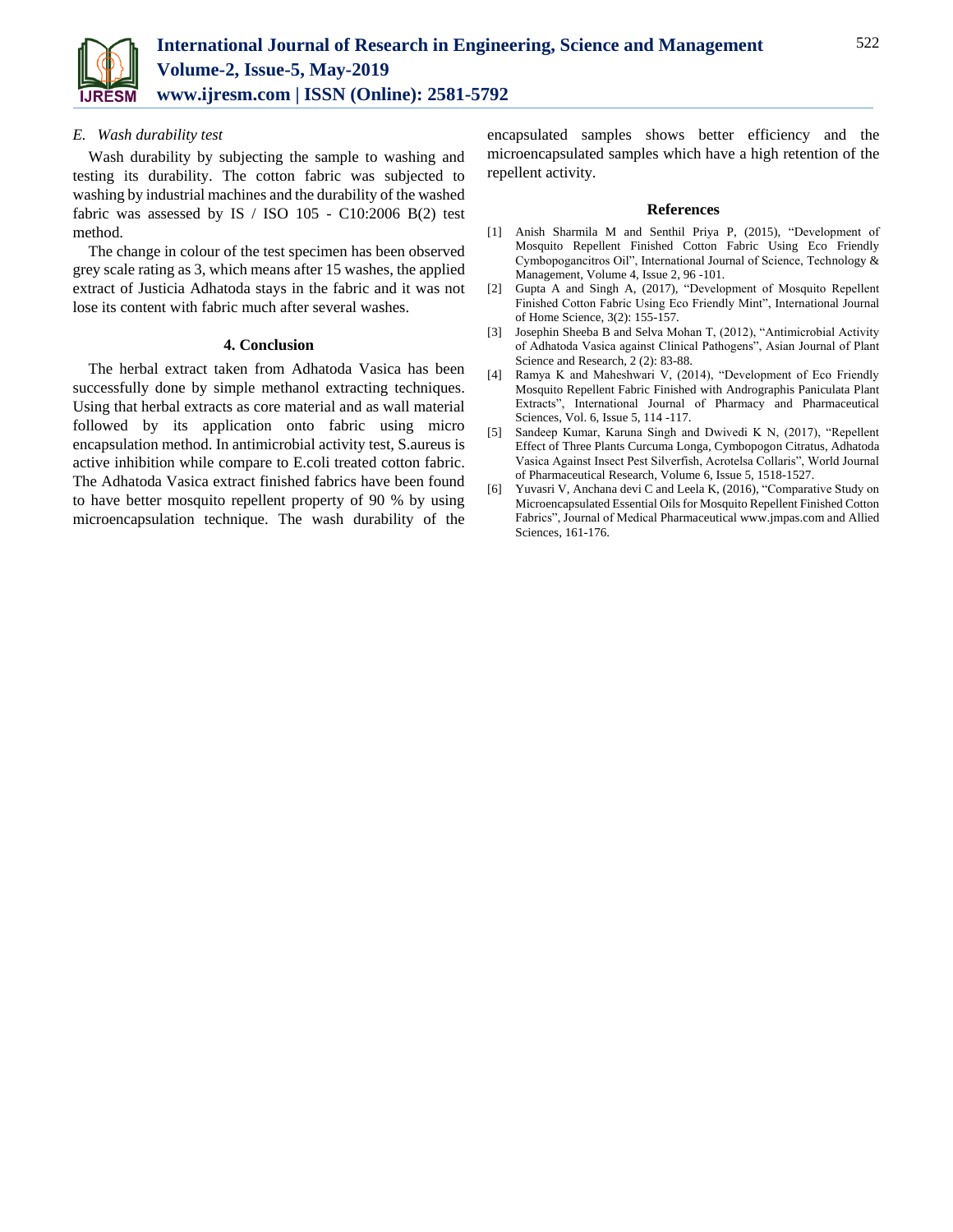### E. *Wash durability test*

Wash durability by subjecting the sample to washing and testing its durability. The cotton fabric was subjected to washing by industrial machines and the durability of the washed fabric was assessed by IS / ISO 105 - C10:2006 B(2) test method.

The change in colour of the test specimen has been observed grey scale rating as 3, which means after 15 washes, the applied extract of Justicia Adhatoda stays in the fabric and it was not lose its content with fabric much after several washes.

## 4. Conclusion

The herbal extract taken from Adhatoda Vasica has been successfully done by simple methanol extracting techniques. Using that herbal extracts as core material and as wall material followed by its application onto fabric using micro encapsulation method. In antimicrobial activity test, S.aureus is active inhibition while compare to E.coli treated cotton fabric. The Adhatoda Vasica extract finished fabrics have been found to have better mosquito repellent property of 90 % by using microencapsulation technique. The wash durability of the encapsulated samples shows better efficiency and the microencapsulated samples which have a high retention of the repellent activity.

## References

[1] Anish Sharmila M and Senthil Priya P, (2015), "Development of Mosquito Repellent Finished Cotton Fabric Using Eco Friendly Cymbopogancitros Oil", International Journal of Science, Technology & Management, Volume 4, Issue 2, 96 -101.

[2] Gupta A and Singh A, (2017), "Development of Mosquito Repellent Finished Cotton Fabric Using Eco Friendly Mint", International Journal of Home Science, 3(2): 155-157.

[3] Josephin Sheeba B and Selva Mohan T, (2012), "Antimicrobial Activity of Adhatoda Vasica against Clinical Pathogens", Asian Journal of Plant Science and Research, 2 (2): 83-88.

[4] Ramya K and Maheshwari V, (2014), "Development of Eco Friendly Mosquito Repellent Fabric Finished with Andrographis Paniculata Plant Extracts", International Journal of Pharmacy and Pharmaceutical Sciences, Vol. 6, Issue 5, 114 -117.

[5] Sandeep Kumar, Karuna Singh and Dwivedi K N, (2017), "Repellent Effect of Three Plants Curcuma Longa, Cymbopogon Citratus, Adhatoda Vasica Against Insect Pest Silverfish, Acrotelsa Collaris", World Journal of Pharmaceutical Research, Volume 6, Issue 5, 1518-1527.

[6] Yuvasri V, Anchana devi C and Leela K, (2016), "Comparative Study on Microencapsulated Essential Oils for Mosquito Repellent Finished Cotton Fabrics", Journal of Medical Pharmaceutical www.jmpas.com and Allied Sciences, 161-176.